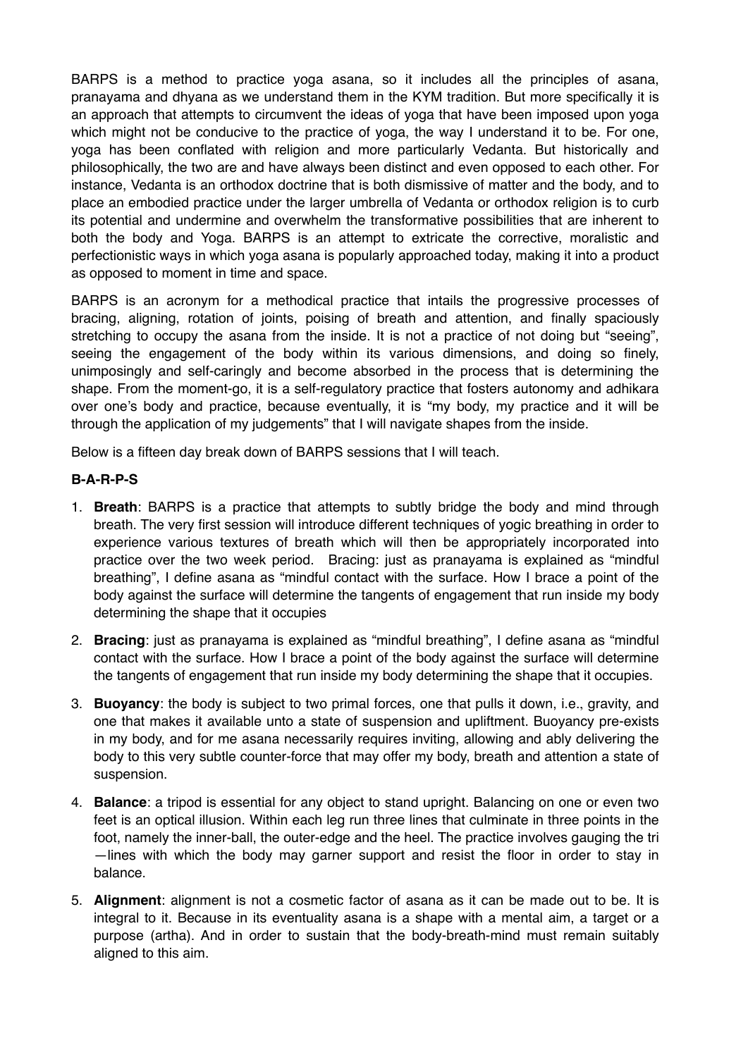BARPS is a method to practice yoga asana, so it includes all the principles of asana, pranayama and dhyana as we understand them in the KYM tradition. But more specifically it is an approach that attempts to circumvent the ideas of yoga that have been imposed upon yoga which might not be conducive to the practice of yoga, the way I understand it to be. For one, yoga has been conflated with religion and more particularly Vedanta. But historically and philosophically, the two are and have always been distinct and even opposed to each other. For instance, Vedanta is an orthodox doctrine that is both dismissive of matter and the body, and to place an embodied practice under the larger umbrella of Vedanta or orthodox religion is to curb its potential and undermine and overwhelm the transformative possibilities that are inherent to both the body and Yoga. BARPS is an attempt to extricate the corrective, moralistic and perfectionistic ways in which yoga asana is popularly approached today, making it into a product as opposed to moment in time and space.

BARPS is an acronym for a methodical practice that intails the progressive processes of bracing, aligning, rotation of joints, poising of breath and attention, and finally spaciously stretching to occupy the asana from the inside. It is not a practice of not doing but "seeing", seeing the engagement of the body within its various dimensions, and doing so finely, unimposingly and self-caringly and become absorbed in the process that is determining the shape. From the moment-go, it is a self-regulatory practice that fosters autonomy and adhikara over one's body and practice, because eventually, it is "my body, my practice and it will be through the application of my judgements" that I will navigate shapes from the inside.

Below is a fifteen day break down of BARPS sessions that I will teach.

**B-A-R-P-S**

1. **Breath**: BARPS is a practice that attempts to subtly bridge the body and mind through breath. The very first session will introduce different techniques of yogic breathing in order to experience various textures of breath which will then be appropriately incorporated into practice over the two week period. Bracing: just as pranayama is explained as "mindful breathing", I define asana as "mindful contact with the surface. How I brace a point of the body against the surface will determine the tangents of engagement that run inside my body determining the shape that it occupies
2. **Bracing**: just as pranayama is explained as "mindful breathing", I define asana as "mindful contact with the surface. How I brace a point of the body against the surface will determine the tangents of engagement that run inside my body determining the shape that it occupies.
3. **Buoyancy**: the body is subject to two primal forces, one that pulls it down, i.e., gravity, and one that makes it available unto a state of suspension and upliftment. Buoyancy pre-exists in my body, and for me asana necessarily requires inviting, allowing and ably delivering the body to this very subtle counter-force that may offer my body, breath and attention a state of suspension.
4. **Balance**: a tripod is essential for any object to stand upright. Balancing on one or even two feet is an optical illusion. Within each leg run three lines that culminate in three points in the foot, namely the inner-ball, the outer-edge and the heel. The practice involves gauging the tri—lines with which the body may garner support and resist the floor in order to stay in balance.
5. **Alignment**: alignment is not a cosmetic factor of asana as it can be made out to be. It is integral to it. Because in its eventuality asana is a shape with a mental aim, a target or a purpose (artha). And in order to sustain that the body-breath-mind must remain suitably aligned to this aim.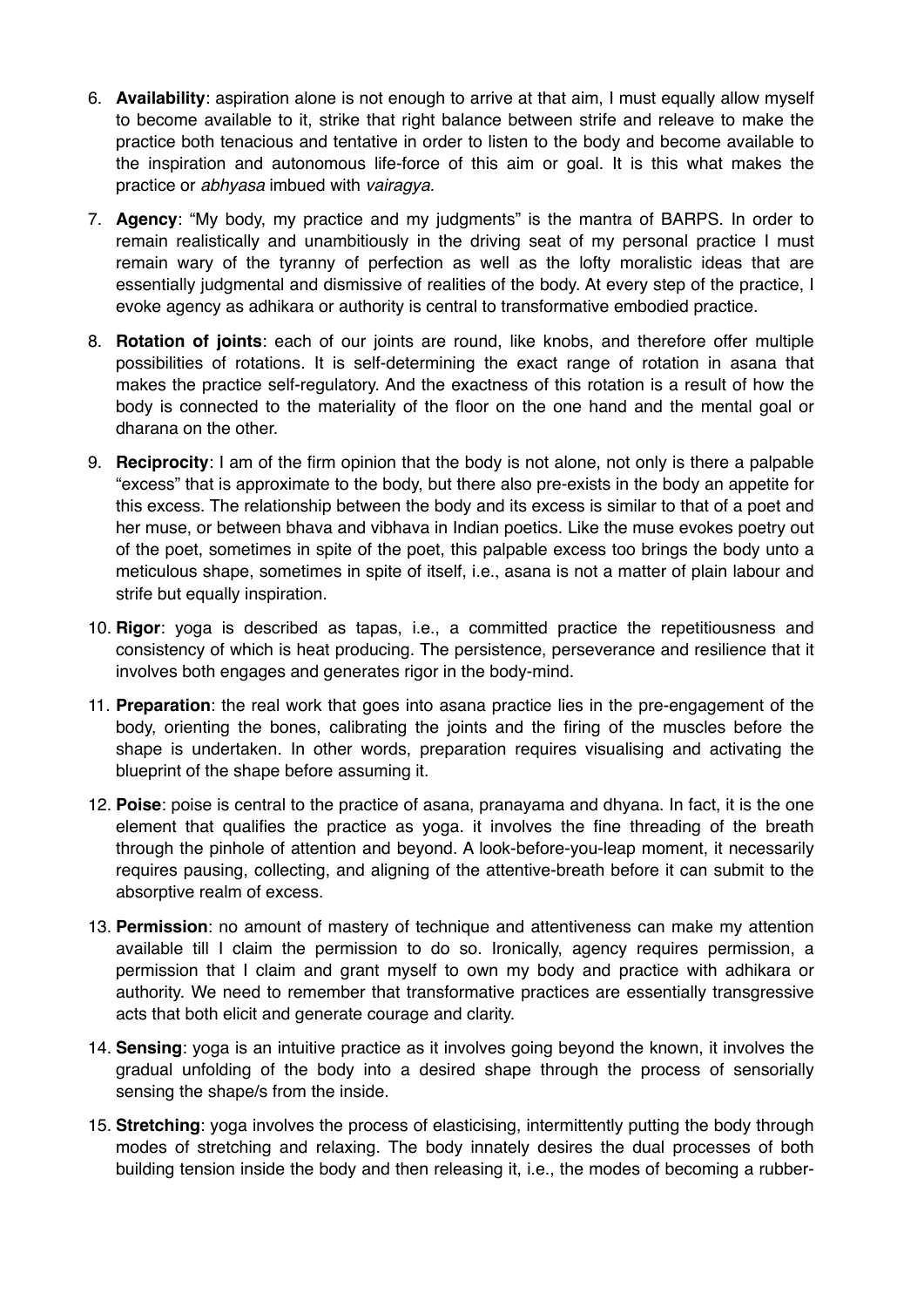6. **Availability**: aspiration alone is not enough to arrive at that aim, I must equally allow myself to become available to it, strike that right balance between strife and releave to make the practice both tenacious and tentative in order to listen to the body and become available to the inspiration and autonomous life-force of this aim or goal. It is this what makes the practice or *abhyasa* imbued with *vairagya.*

7. **Agency**: "My body, my practice and my judgments" is the mantra of BARPS. In order to remain realistically and unambitiously in the driving seat of my personal practice I must remain wary of the tyranny of perfection as well as the lofty moralistic ideas that are essentially judgmental and dismissive of realities of the body. At every step of the practice, I evoke agency as adhikara or authority is central to transformative embodied practice.

8. **Rotation of joints**: each of our joints are round, like knobs, and therefore offer multiple possibilities of rotations. It is self-determining the exact range of rotation in asana that makes the practice self-regulatory. And the exactness of this rotation is a result of how the body is connected to the materiality of the floor on the one hand and the mental goal or dharana on the other.

9. **Reciprocity**: I am of the firm opinion that the body is not alone, not only is there a palpable "excess" that is approximate to the body, but there also pre-exists in the body an appetite for this excess. The relationship between the body and its excess is similar to that of a poet and her muse, or between bhava and vibhava in Indian poetics. Like the muse evokes poetry out of the poet, sometimes in spite of the poet, this palpable excess too brings the body unto a meticulous shape, sometimes in spite of itself, i.e., asana is not a matter of plain labour and strife but equally inspiration.

10. **Rigor**: yoga is described as tapas, i.e., a committed practice the repetitiousness and consistency of which is heat producing. The persistence, perseverance and resilience that it involves both engages and generates rigor in the body-mind.

11. **Preparation**: the real work that goes into asana practice lies in the pre-engagement of the body, orienting the bones, calibrating the joints and the firing of the muscles before the shape is undertaken. In other words, preparation requires visualising and activating the blueprint of the shape before assuming it.

12. **Poise**: poise is central to the practice of asana, pranayama and dhyana. In fact, it is the one element that qualifies the practice as yoga. it involves the fine threading of the breath through the pinhole of attention and beyond. A look-before-you-leap moment, it necessarily requires pausing, collecting, and aligning of the attentive-breath before it can submit to the absorptive realm of excess.

13. **Permission**: no amount of mastery of technique and attentiveness can make my attention available till I claim the permission to do so. Ironically, agency requires permission, a permission that I claim and grant myself to own my body and practice with adhikara or authority. We need to remember that transformative practices are essentially transgressive acts that both elicit and generate courage and clarity.

14. **Sensing**: yoga is an intuitive practice as it involves going beyond the known, it involves the gradual unfolding of the body into a desired shape through the process of sensorially sensing the shape/s from the inside.

15. **Stretching**: yoga involves the process of elasticising, intermittently putting the body through modes of stretching and relaxing. The body innately desires the dual processes of both building tension inside the body and then releasing it, i.e., the modes of becoming a rubber-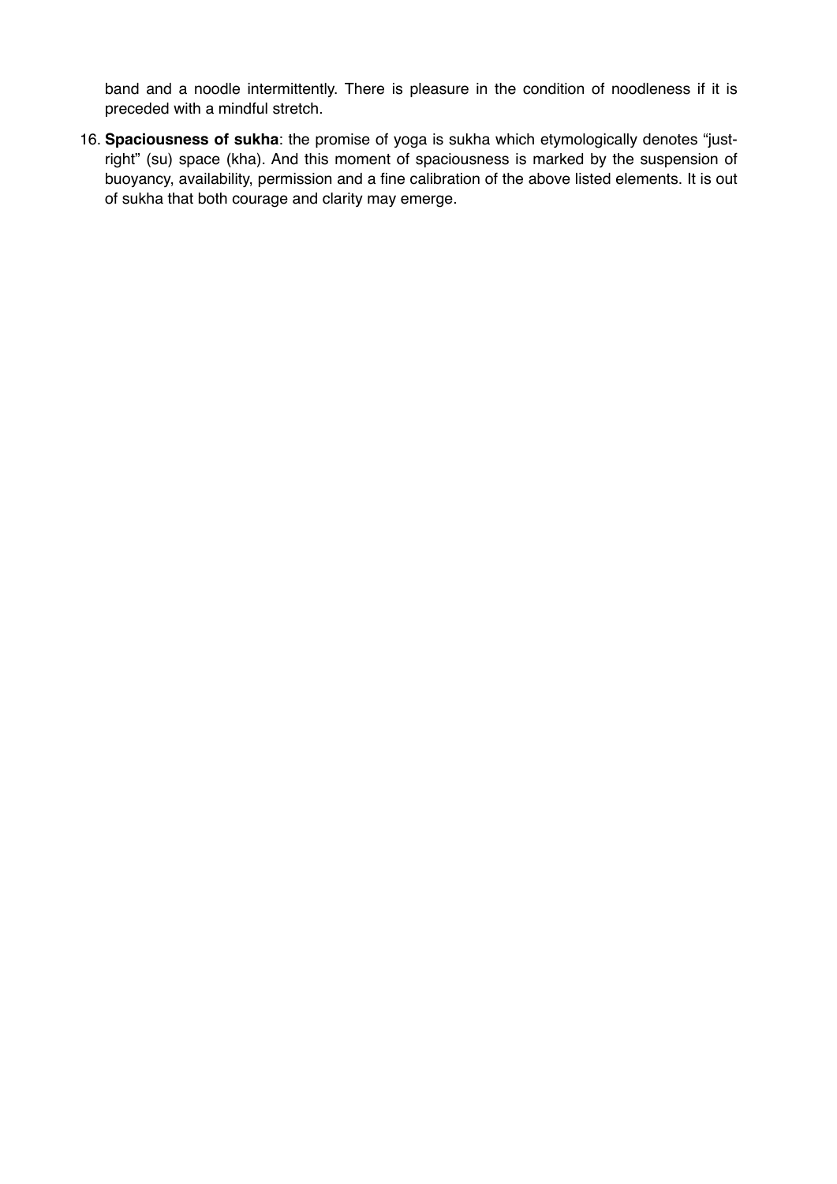band and a noodle intermittently. There is pleasure in the condition of noodleness if it is preceded with a mindful stretch.

16. **Spaciousness of sukha**: the promise of yoga is sukha which etymologically denotes "just-right" (su) space (kha). And this moment of spaciousness is marked by the suspension of buoyancy, availability, permission and a fine calibration of the above listed elements. It is out of sukha that both courage and clarity may emerge.